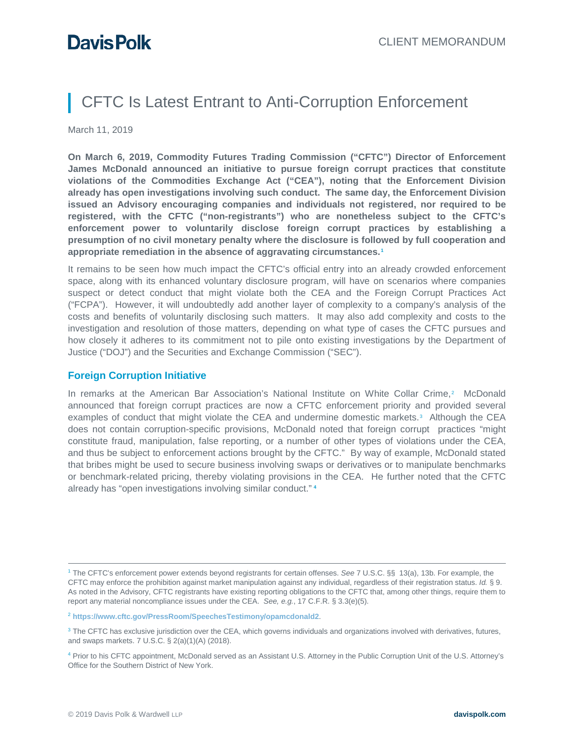Davis Polk

CLIENT MEMORANDUM

# CFTC Is Latest Entrant to Anti-Corruption Enforcement

March 11, 2019

**On March 6, 2019, Commodity Futures Trading Commission ("CFTC") Director of Enforcement James McDonald announced an initiative to pursue foreign corrupt practices that constitute violations of the Commodities Exchange Act ("CEA"), noting that the Enforcement Division already has open investigations involving such conduct. The same day, the Enforcement Division issued an Advisory encouraging companies and individuals not registered, nor required to be registered, with the CFTC ("non-registrants") who are nonetheless subject to the CFTC's enforcement power to voluntarily disclose foreign corrupt practices by establishing a presumption of no civil monetary penalty where the disclosure is followed by full cooperation and appropriate remediation in the absence of aggravating circumstances.**[1]

It remains to be seen how much impact the CFTC's official entry into an already crowded enforcement space, along with its enhanced voluntary disclosure program, will have on scenarios where companies suspect or detect conduct that might violate both the CEA and the Foreign Corrupt Practices Act ("FCPA"). However, it will undoubtedly add another layer of complexity to a company's analysis of the costs and benefits of voluntarily disclosing such matters. It may also add complexity and costs to the investigation and resolution of those matters, depending on what type of cases the CFTC pursues and how closely it adheres to its commitment not to pile onto existing investigations by the Department of Justice ("DOJ") and the Securities and Exchange Commission ("SEC").

## Foreign Corruption Initiative

In remarks at the American Bar Association's National Institute on White Collar Crime,[2] McDonald announced that foreign corrupt practices are now a CFTC enforcement priority and provided several examples of conduct that might violate the CEA and undermine domestic markets.[3] Although the CEA does not contain corruption-specific provisions, McDonald noted that foreign corrupt practices "might constitute fraud, manipulation, false reporting, or a number of other types of violations under the CEA, and thus be subject to enforcement actions brought by the CFTC." By way of example, McDonald stated that bribes might be used to secure business involving swaps or derivatives or to manipulate benchmarks or benchmark-related pricing, thereby violating provisions in the CEA. He further noted that the CFTC already has "open investigations involving similar conduct."[4]

---

[1] The CFTC's enforcement power extends beyond registrants for certain offenses. *See* 7 U.S.C. §§ 13(a), 13b. For example, the CFTC may enforce the prohibition against market manipulation against any individual, regardless of their registration status. *Id.* § 9. As noted in the Advisory, CFTC registrants have existing reporting obligations to the CFTC that, among other things, require them to report any material noncompliance issues under the CEA. *See, e.g.*, 17 C.F.R. § 3.3(e)(5).

[2] **https://www.cftc.gov/PressRoom/SpeechesTestimony/opamcdonald2**.

[3] The CFTC has exclusive jurisdiction over the CEA, which governs individuals and organizations involved with derivatives, futures, and swaps markets. 7 U.S.C. § 2(a)(1)(A) (2018).

[4] Prior to his CFTC appointment, McDonald served as an Assistant U.S. Attorney in the Public Corruption Unit of the U.S. Attorney's Office for the Southern District of New York.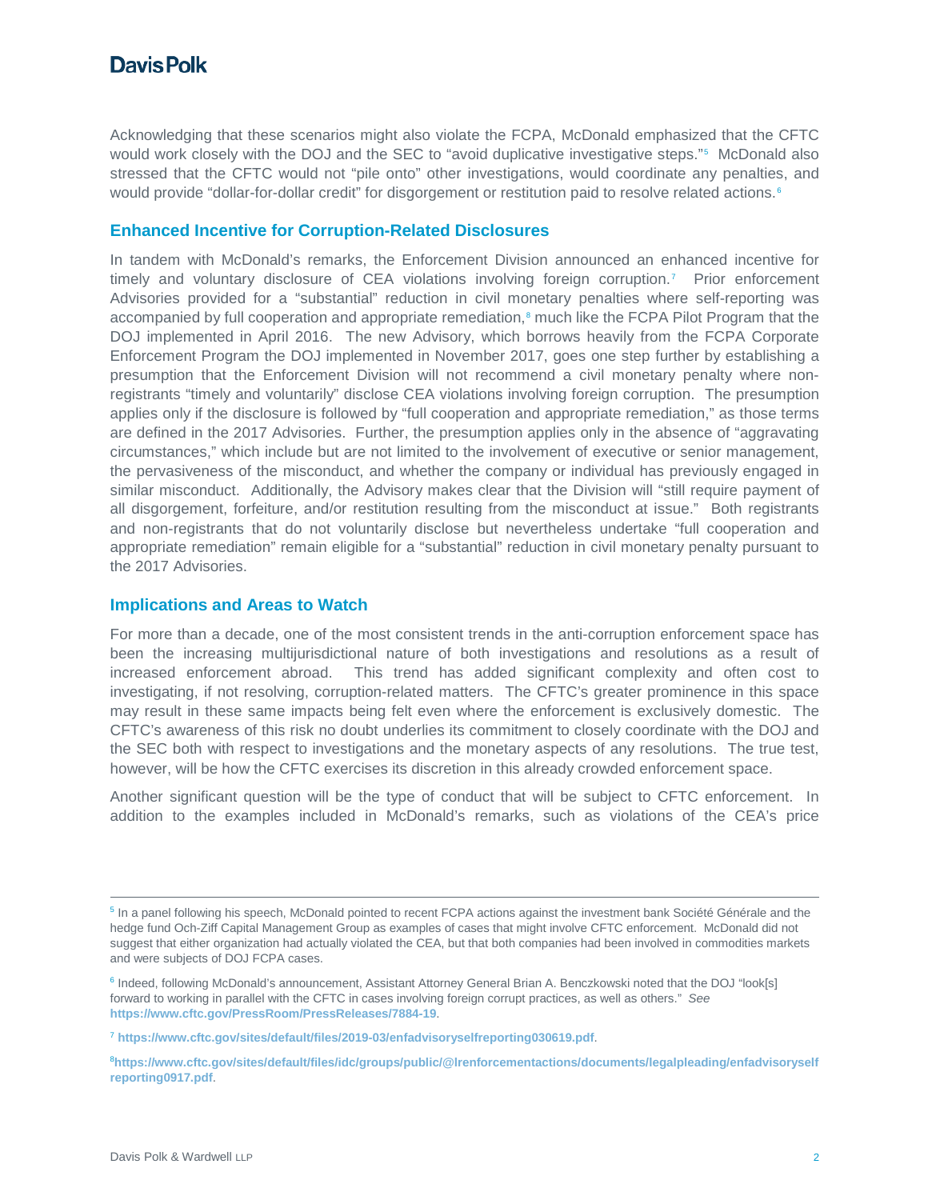Acknowledging that these scenarios might also violate the FCPA, McDonald emphasized that the CFTC would work closely with the DOJ and the SEC to "avoid duplicative investigative steps."[5] McDonald also stressed that the CFTC would not "pile onto" other investigations, would coordinate any penalties, and would provide "dollar-for-dollar credit" for disgorgement or restitution paid to resolve related actions.[6]

## Enhanced Incentive for Corruption-Related Disclosures

In tandem with McDonald's remarks, the Enforcement Division announced an enhanced incentive for timely and voluntary disclosure of CEA violations involving foreign corruption.[7] Prior enforcement Advisories provided for a "substantial" reduction in civil monetary penalties where self-reporting was accompanied by full cooperation and appropriate remediation,[8] much like the FCPA Pilot Program that the DOJ implemented in April 2016. The new Advisory, which borrows heavily from the FCPA Corporate Enforcement Program the DOJ implemented in November 2017, goes one step further by establishing a presumption that the Enforcement Division will not recommend a civil monetary penalty where non-registrants "timely and voluntarily" disclose CEA violations involving foreign corruption. The presumption applies only if the disclosure is followed by "full cooperation and appropriate remediation," as those terms are defined in the 2017 Advisories. Further, the presumption applies only in the absence of "aggravating circumstances," which include but are not limited to the involvement of executive or senior management, the pervasiveness of the misconduct, and whether the company or individual has previously engaged in similar misconduct. Additionally, the Advisory makes clear that the Division will "still require payment of all disgorgement, forfeiture, and/or restitution resulting from the misconduct at issue." Both registrants and non-registrants that do not voluntarily disclose but nevertheless undertake "full cooperation and appropriate remediation" remain eligible for a "substantial" reduction in civil monetary penalty pursuant to the 2017 Advisories.

## Implications and Areas to Watch

For more than a decade, one of the most consistent trends in the anti-corruption enforcement space has been the increasing multijurisdictional nature of both investigations and resolutions as a result of increased enforcement abroad. This trend has added significant complexity and often cost to investigating, if not resolving, corruption-related matters. The CFTC's greater prominence in this space may result in these same impacts being felt even where the enforcement is exclusively domestic. The CFTC's awareness of this risk no doubt underlies its commitment to closely coordinate with the DOJ and the SEC both with respect to investigations and the monetary aspects of any resolutions. The true test, however, will be how the CFTC exercises its discretion in this already crowded enforcement space.

Another significant question will be the type of conduct that will be subject to CFTC enforcement. In addition to the examples included in McDonald's remarks, such as violations of the CEA's price

---

[5] In a panel following his speech, McDonald pointed to recent FCPA actions against the investment bank Société Générale and the hedge fund Och-Ziff Capital Management Group as examples of cases that might involve CFTC enforcement. McDonald did not suggest that either organization had actually violated the CEA, but that both companies had been involved in commodities markets and were subjects of DOJ FCPA cases.

[6] Indeed, following McDonald's announcement, Assistant Attorney General Brian A. Benczkowski noted that the DOJ "look[s] forward to working in parallel with the CFTC in cases involving foreign corrupt practices, as well as others." *See* **https://www.cftc.gov/PressRoom/PressReleases/7884-19**.

[7] **https://www.cftc.gov/sites/default/files/2019-03/enfadvisoryselfreporting030619.pdf**.

[8] **https://www.cftc.gov/sites/default/files/idc/groups/public/@lrenforcementactions/documents/legalpleading/enfadvisoryselfreporting0917.pdf**.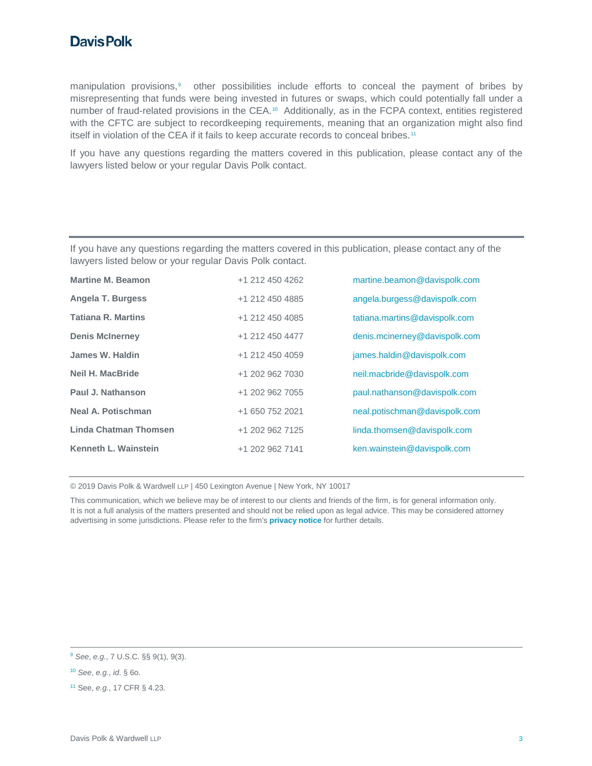manipulation provisions,[9] other possibilities include efforts to conceal the payment of bribes by misrepresenting that funds were being invested in futures or swaps, which could potentially fall under a number of fraud-related provisions in the CEA.[10] Additionally, as in the FCPA context, entities registered with the CFTC are subject to recordkeeping requirements, meaning that an organization might also find itself in violation of the CEA if it fails to keep accurate records to conceal bribes.[11]

If you have any questions regarding the matters covered in this publication, please contact any of the lawyers listed below or your regular Davis Polk contact.

---

If you have any questions regarding the matters covered in this publication, please contact any of the lawyers listed below or your regular Davis Polk contact.

| | | |
|---|---|---|
| **Martine M. Beamon** | +1 212 450 4262 | martine.beamon@davispolk.com |
| **Angela T. Burgess** | +1 212 450 4885 | angela.burgess@davispolk.com |
| **Tatiana R. Martins** | +1 212 450 4085 | tatiana.martins@davispolk.com |
| **Denis McInerney** | +1 212 450 4477 | denis.mcinerney@davispolk.com |
| **James W. Haldin** | +1 212 450 4059 | james.haldin@davispolk.com |
| **Neil H. MacBride** | +1 202 962 7030 | neil.macbride@davispolk.com |
| **Paul J. Nathanson** | +1 202 962 7055 | paul.nathanson@davispolk.com |
| **Neal A. Potischman** | +1 650 752 2021 | neal.potischman@davispolk.com |
| **Linda Chatman Thomsen** | +1 202 962 7125 | linda.thomsen@davispolk.com |
| **Kenneth L. Wainstein** | +1 202 962 7141 | ken.wainstein@davispolk.com |

---

© 2019 Davis Polk & Wardwell LLP | 450 Lexington Avenue | New York, NY 10017

This communication, which we believe may be of interest to our clients and friends of the firm, is for general information only. It is not a full analysis of the matters presented and should not be relied upon as legal advice. This may be considered attorney advertising in some jurisdictions. Please refer to the firm's **privacy notice** for further details.

---

[9] *See*, *e.g.*, 7 U.S.C. §§ 9(1), 9(3).

[10] *See*, *e.g.*, *id.* § 6o.

[11] See, *e.g.*, 17 CFR § 4.23.